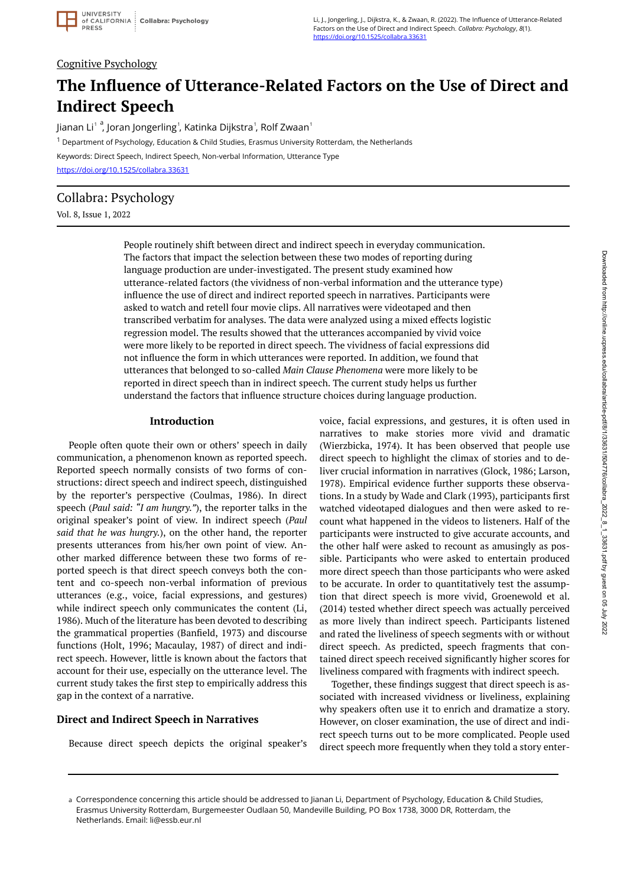Cognitive Psychology

# The Influence of Utterance-Related Factors on the Use of Direct and Indirect Speech

Jianan Li[1 a], Joran Jongerling[1], Katinka Dijkstra[1], Rolf Zwaan[1]

[1] Department of Psychology, Education & Child Studies, Erasmus University Rotterdam, the Netherlands

Keywords: Direct Speech, Indirect Speech, Non-verbal Information, Utterance Type

https://doi.org/10.1525/collabra.33631

## Collabra: Psychology

Vol. 8, Issue 1, 2022

People routinely shift between direct and indirect speech in everyday communication. The factors that impact the selection between these two modes of reporting during language production are under-investigated. The present study examined how utterance-related factors (the vividness of non-verbal information and the utterance type) influence the use of direct and indirect reported speech in narratives. Participants were asked to watch and retell four movie clips. All narratives were videotaped and then transcribed verbatim for analyses. The data were analyzed using a mixed effects logistic regression model. The results showed that the utterances accompanied by vivid voice were more likely to be reported in direct speech. The vividness of facial expressions did not influence the form in which utterances were reported. In addition, we found that utterances that belonged to so-called *Main Clause Phenomena* were more likely to be reported in direct speech than in indirect speech. The current study helps us further understand the factors that influence structure choices during language production.

### Introduction

People often quote their own or others' speech in daily communication, a phenomenon known as reported speech. Reported speech normally consists of two forms of constructions: direct speech and indirect speech, distinguished by the reporter's perspective (Coulmas, 1986). In direct speech (*Paul said: "I am hungry."*), the reporter talks in the original speaker's point of view. In indirect speech (*Paul said that he was hungry.*), on the other hand, the reporter presents utterances from his/her own point of view. Another marked difference between these two forms of reported speech is that direct speech conveys both the content and co-speech non-verbal information of previous utterances (e.g., voice, facial expressions, and gestures) while indirect speech only communicates the content (Li, 1986). Much of the literature has been devoted to describing the grammatical properties (Banfield, 1973) and discourse functions (Holt, 1996; Macaulay, 1987) of direct and indirect speech. However, little is known about the factors that account for their use, especially on the utterance level. The current study takes the first step to empirically address this gap in the context of a narrative.

### Direct and Indirect Speech in Narratives

Because direct speech depicts the original speaker's voice, facial expressions, and gestures, it is often used in narratives to make stories more vivid and dramatic (Wierzbicka, 1974). It has been observed that people use direct speech to highlight the climax of stories and to deliver crucial information in narratives (Glock, 1986; Larson, 1978). Empirical evidence further supports these observations. In a study by Wade and Clark (1993), participants first watched videotaped dialogues and then were asked to recount what happened in the videos to listeners. Half of the participants were instructed to give accurate accounts, and the other half were asked to recount as amusingly as possible. Participants who were asked to entertain produced more direct speech than those participants who were asked to be accurate. In order to quantitatively test the assumption that direct speech is more vivid, Groenewold et al. (2014) tested whether direct speech was actually perceived as more lively than indirect speech. Participants listened and rated the liveliness of speech segments with or without direct speech. As predicted, speech fragments that contained direct speech received significantly higher scores for liveliness compared with fragments with indirect speech.

Together, these findings suggest that direct speech is associated with increased vividness or liveliness, explaining why speakers often use it to enrich and dramatize a story. However, on closer examination, the use of direct and indirect speech turns out to be more complicated. People used direct speech more frequently when they told a story enter-

[a] Correspondence concerning this article should be addressed to Jianan Li, Department of Psychology, Education & Child Studies, Erasmus University Rotterdam, Burgemeester Oudlaan 50, Mandeville Building, PO Box 1738, 3000 DR, Rotterdam, the Netherlands. Email: li@essb.eur.nl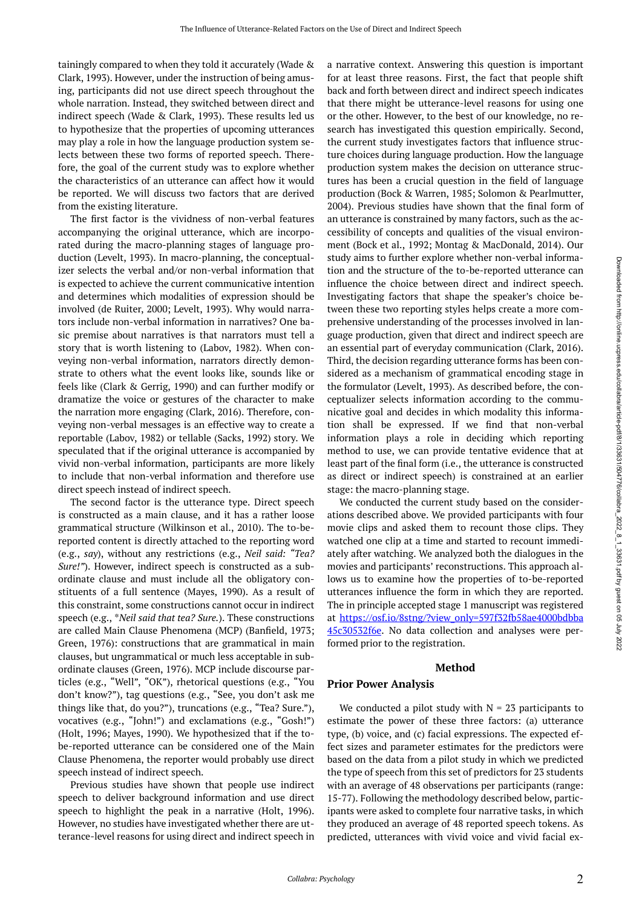tainingly compared to when they told it accurately (Wade & Clark, 1993). However, under the instruction of being amusing, participants did not use direct speech throughout the whole narration. Instead, they switched between direct and indirect speech (Wade & Clark, 1993). These results led us to hypothesize that the properties of upcoming utterances may play a role in how the language production system selects between these two forms of reported speech. Therefore, the goal of the current study was to explore whether the characteristics of an utterance can affect how it would be reported. We will discuss two factors that are derived from the existing literature.

The first factor is the vividness of non-verbal features accompanying the original utterance, which are incorporated during the macro-planning stages of language production (Levelt, 1993). In macro-planning, the conceptualizer selects the verbal and/or non-verbal information that is expected to achieve the current communicative intention and determines which modalities of expression should be involved (de Ruiter, 2000; Levelt, 1993). Why would narrators include non-verbal information in narratives? One basic premise about narratives is that narrators must tell a story that is worth listening to (Labov, 1982). When conveying non-verbal information, narrators directly demonstrate to others what the event looks like, sounds like or feels like (Clark & Gerrig, 1990) and can further modify or dramatize the voice or gestures of the character to make the narration more engaging (Clark, 2016). Therefore, conveying non-verbal messages is an effective way to create a reportable (Labov, 1982) or tellable (Sacks, 1992) story. We speculated that if the original utterance is accompanied by vivid non-verbal information, participants are more likely to include that non-verbal information and therefore use direct speech instead of indirect speech.

The second factor is the utterance type. Direct speech is constructed as a main clause, and it has a rather loose grammatical structure (Wilkinson et al., 2010). The to-be-reported content is directly attached to the reporting word (e.g., *say*), without any restrictions (e.g., *Neil said: "Tea? Sure!"*). However, indirect speech is constructed as a subordinate clause and must include all the obligatory constituents of a full sentence (Mayes, 1990). As a result of this constraint, some constructions cannot occur in indirect speech (e.g., \**Neil said that tea? Sure.*). These constructions are called Main Clause Phenomena (MCP) (Banfield, 1973; Green, 1976): constructions that are grammatical in main clauses, but ungrammatical or much less acceptable in subordinate clauses (Green, 1976). MCP include discourse particles (e.g., "Well", "OK"), rhetorical questions (e.g., "You don't know?"), tag questions (e.g., "See, you don't ask me things like that, do you?"), truncations (e.g., "Tea? Sure."), vocatives (e.g., "John!") and exclamations (e.g., "Gosh!") (Holt, 1996; Mayes, 1990). We hypothesized that if the to-be-reported utterance can be considered one of the Main Clause Phenomena, the reporter would probably use direct speech instead of indirect speech.

Previous studies have shown that people use indirect speech to deliver background information and use direct speech to highlight the peak in a narrative (Holt, 1996). However, no studies have investigated whether there are utterance-level reasons for using direct and indirect speech in a narrative context. Answering this question is important for at least three reasons. First, the fact that people shift back and forth between direct and indirect speech indicates that there might be utterance-level reasons for using one or the other. However, to the best of our knowledge, no research has investigated this question empirically. Second, the current study investigates factors that influence structure choices during language production. How the language production system makes the decision on utterance structures has been a crucial question in the field of language production (Bock & Warren, 1985; Solomon & Pearlmutter, 2004). Previous studies have shown that the final form of an utterance is constrained by many factors, such as the accessibility of concepts and qualities of the visual environment (Bock et al., 1992; Montag & MacDonald, 2014). Our study aims to further explore whether non-verbal information and the structure of the to-be-reported utterance can influence the choice between direct and indirect speech. Investigating factors that shape the speaker's choice between these two reporting styles helps create a more comprehensive understanding of the processes involved in language production, given that direct and indirect speech are an essential part of everyday communication (Clark, 2016). Third, the decision regarding utterance forms has been considered as a mechanism of grammatical encoding stage in the formulator (Levelt, 1993). As described before, the conceptualizer selects information according to the communicative goal and decides in which modality this information shall be expressed. If we find that non-verbal information plays a role in deciding which reporting method to use, we can provide tentative evidence that at least part of the final form (i.e., the utterance is constructed as direct or indirect speech) is constrained at an earlier stage: the macro-planning stage.

We conducted the current study based on the considerations described above. We provided participants with four movie clips and asked them to recount those clips. They watched one clip at a time and started to recount immediately after watching. We analyzed both the dialogues in the movies and participants' reconstructions. This approach allows us to examine how the properties of to-be-reported utterances influence the form in which they are reported. The in principle accepted stage 1 manuscript was registered at https://osf.io/8stng/?view_only=597f32fb58ae4000bdbba45c30532f6e. No data collection and analyses were performed prior to the registration.

## Method

### Prior Power Analysis

We conducted a pilot study with N = 23 participants to estimate the power of these three factors: (a) utterance type, (b) voice, and (c) facial expressions. The expected effect sizes and parameter estimates for the predictors were based on the data from a pilot study in which we predicted the type of speech from this set of predictors for 23 students with an average of 48 observations per participants (range: 15-77). Following the methodology described below, participants were asked to complete four narrative tasks, in which they produced an average of 48 reported speech tokens. As predicted, utterances with vivid voice and vivid facial ex-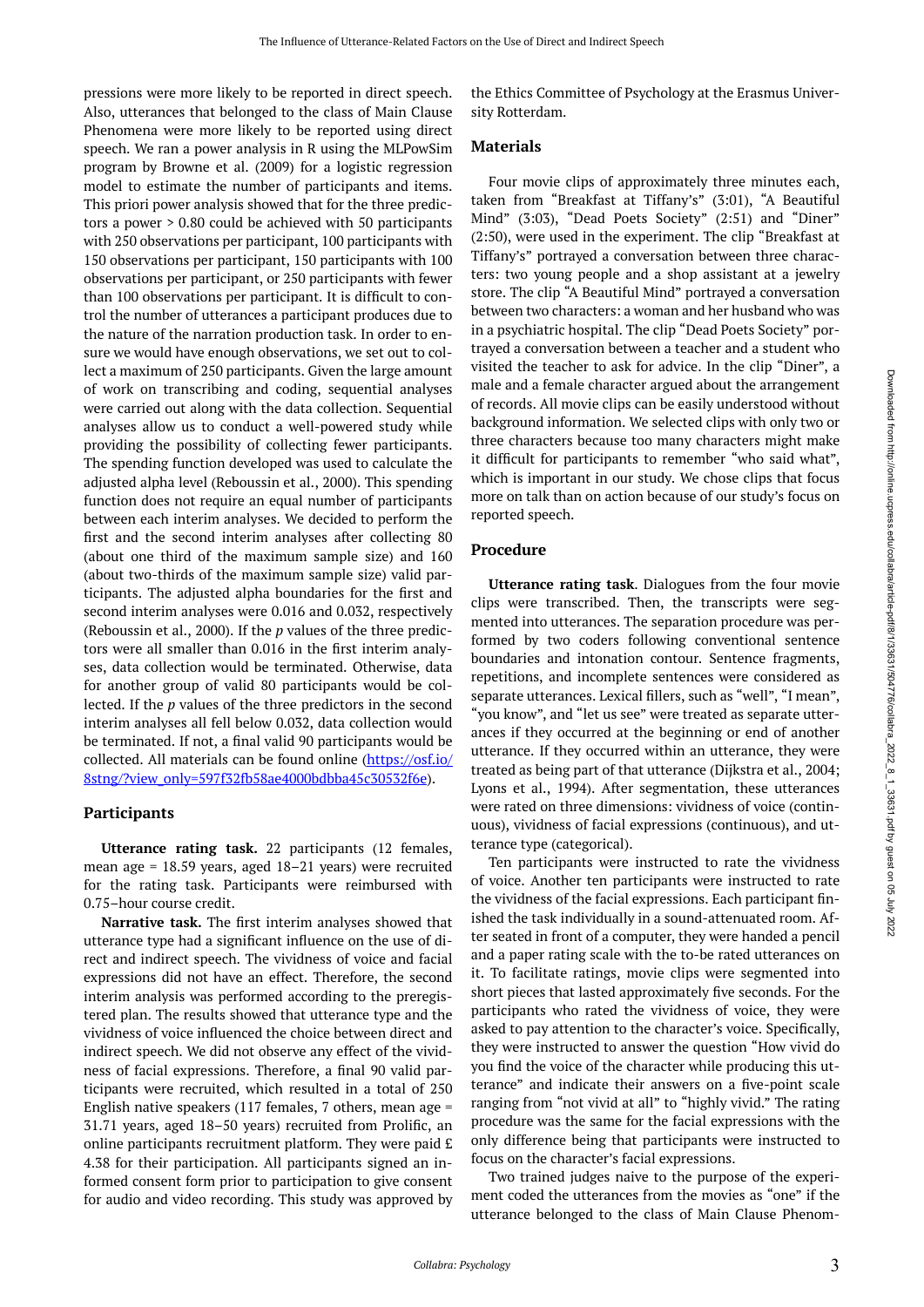pressions were more likely to be reported in direct speech. Also, utterances that belonged to the class of Main Clause Phenomena were more likely to be reported using direct speech. We ran a power analysis in R using the MLPowSim program by Browne et al. (2009) for a logistic regression model to estimate the number of participants and items. This priori power analysis showed that for the three predictors a power > 0.80 could be achieved with 50 participants with 250 observations per participant, 100 participants with 150 observations per participant, 150 participants with 100 observations per participant, or 250 participants with fewer than 100 observations per participant. It is difficult to control the number of utterances a participant produces due to the nature of the narration production task. In order to ensure we would have enough observations, we set out to collect a maximum of 250 participants. Given the large amount of work on transcribing and coding, sequential analyses were carried out along with the data collection. Sequential analyses allow us to conduct a well-powered study while providing the possibility of collecting fewer participants. The spending function developed was used to calculate the adjusted alpha level (Reboussin et al., 2000). This spending function does not require an equal number of participants between each interim analyses. We decided to perform the first and the second interim analyses after collecting 80 (about one third of the maximum sample size) and 160 (about two-thirds of the maximum sample size) valid participants. The adjusted alpha boundaries for the first and second interim analyses were 0.016 and 0.032, respectively (Reboussin et al., 2000). If the *p* values of the three predictors were all smaller than 0.016 in the first interim analyses, data collection would be terminated. Otherwise, data for another group of valid 80 participants would be collected. If the *p* values of the three predictors in the second interim analyses all fell below 0.032, data collection would be terminated. If not, a final valid 90 participants would be collected. All materials can be found online (https://osf.io/8stng/?view_only=597f32fb58ae4000bdbba45c30532f6e).

## Participants

**Utterance rating task.** 22 participants (12 females, mean age = 18.59 years, aged 18–21 years) were recruited for the rating task. Participants were reimbursed with 0.75–hour course credit.

**Narrative task.** The first interim analyses showed that utterance type had a significant influence on the use of direct and indirect speech. The vividness of voice and facial expressions did not have an effect. Therefore, the second interim analysis was performed according to the preregistered plan. The results showed that utterance type and the vividness of voice influenced the choice between direct and indirect speech. We did not observe any effect of the vividness of facial expressions. Therefore, a final 90 valid participants were recruited, which resulted in a total of 250 English native speakers (117 females, 7 others, mean age = 31.71 years, aged 18–50 years) recruited from Prolific, an online participants recruitment platform. They were paid £ 4.38 for their participation. All participants signed an informed consent form prior to participation to give consent for audio and video recording. This study was approved by the Ethics Committee of Psychology at the Erasmus University Rotterdam.

## Materials

Four movie clips of approximately three minutes each, taken from "Breakfast at Tiffany's" (3:01), "A Beautiful Mind" (3:03), "Dead Poets Society" (2:51) and "Diner" (2:50), were used in the experiment. The clip "Breakfast at Tiffany's" portrayed a conversation between three characters: two young people and a shop assistant at a jewelry store. The clip "A Beautiful Mind" portrayed a conversation between two characters: a woman and her husband who was in a psychiatric hospital. The clip "Dead Poets Society" portrayed a conversation between a teacher and a student who visited the teacher to ask for advice. In the clip "Diner", a male and a female character argued about the arrangement of records. All movie clips can be easily understood without background information. We selected clips with only two or three characters because too many characters might make it difficult for participants to remember "who said what", which is important in our study. We chose clips that focus more on talk than on action because of our study's focus on reported speech.

## Procedure

**Utterance rating task**. Dialogues from the four movie clips were transcribed. Then, the transcripts were segmented into utterances. The separation procedure was performed by two coders following conventional sentence boundaries and intonation contour. Sentence fragments, repetitions, and incomplete sentences were considered as separate utterances. Lexical fillers, such as "well", "I mean", "you know", and "let us see" were treated as separate utterances if they occurred at the beginning or end of another utterance. If they occurred within an utterance, they were treated as being part of that utterance (Dijkstra et al., 2004; Lyons et al., 1994). After segmentation, these utterances were rated on three dimensions: vividness of voice (continuous), vividness of facial expressions (continuous), and utterance type (categorical).

Ten participants were instructed to rate the vividness of voice. Another ten participants were instructed to rate the vividness of the facial expressions. Each participant finished the task individually in a sound-attenuated room. After seated in front of a computer, they were handed a pencil and a paper rating scale with the to-be rated utterances on it. To facilitate ratings, movie clips were segmented into short pieces that lasted approximately five seconds. For the participants who rated the vividness of voice, they were asked to pay attention to the character's voice. Specifically, they were instructed to answer the question "How vivid do you find the voice of the character while producing this utterance" and indicate their answers on a five-point scale ranging from "not vivid at all" to "highly vivid." The rating procedure was the same for the facial expressions with the only difference being that participants were instructed to focus on the character's facial expressions.

Two trained judges naive to the purpose of the experiment coded the utterances from the movies as "one" if the utterance belonged to the class of Main Clause Phenom-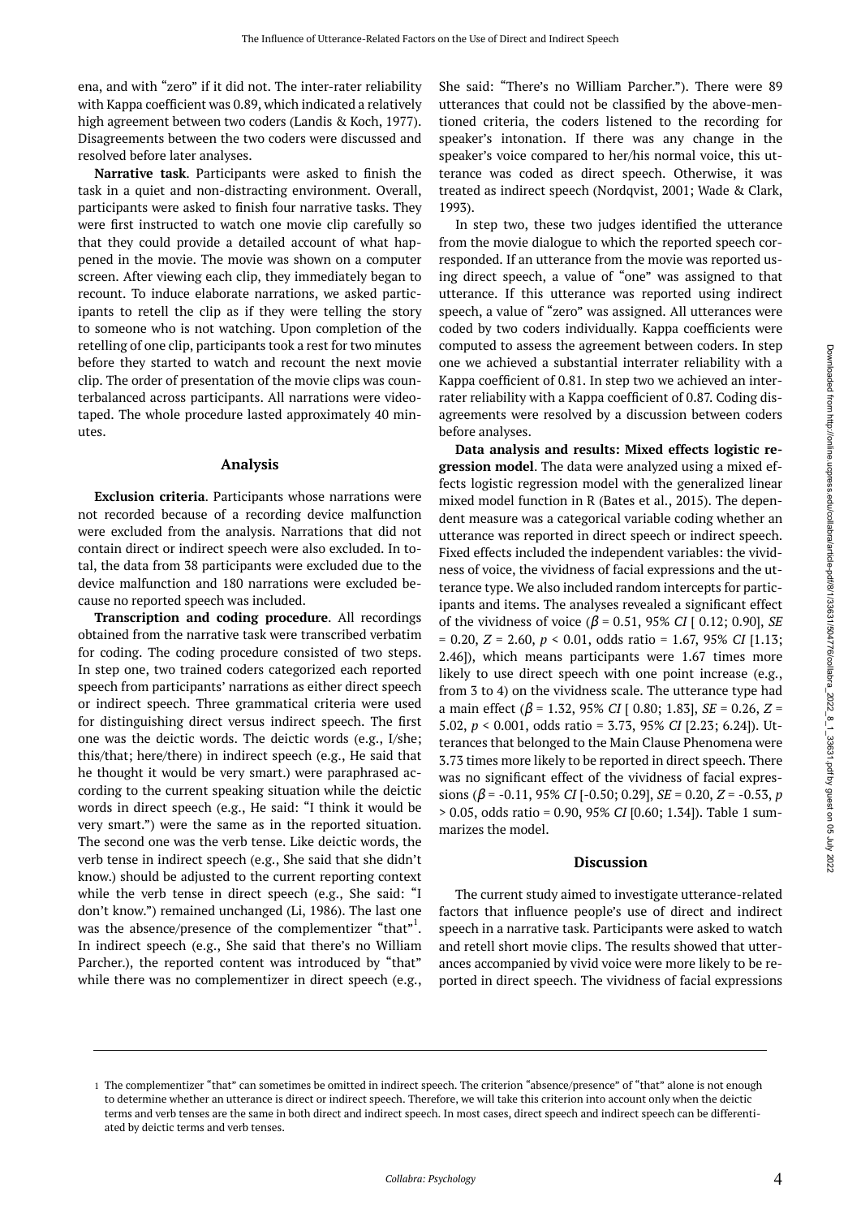ena, and with "zero" if it did not. The inter-rater reliability with Kappa coefficient was 0.89, which indicated a relatively high agreement between two coders (Landis & Koch, 1977). Disagreements between the two coders were discussed and resolved before later analyses.

**Narrative task**. Participants were asked to finish the task in a quiet and non-distracting environment. Overall, participants were asked to finish four narrative tasks. They were first instructed to watch one movie clip carefully so that they could provide a detailed account of what happened in the movie. The movie was shown on a computer screen. After viewing each clip, they immediately began to recount. To induce elaborate narrations, we asked participants to retell the clip as if they were telling the story to someone who is not watching. Upon completion of the retelling of one clip, participants took a rest for two minutes before they started to watch and recount the next movie clip. The order of presentation of the movie clips was counterbalanced across participants. All narrations were videotaped. The whole procedure lasted approximately 40 minutes.

## Analysis

**Exclusion criteria**. Participants whose narrations were not recorded because of a recording device malfunction were excluded from the analysis. Narrations that did not contain direct or indirect speech were also excluded. In total, the data from 38 participants were excluded due to the device malfunction and 180 narrations were excluded because no reported speech was included.

**Transcription and coding procedure**. All recordings obtained from the narrative task were transcribed verbatim for coding. The coding procedure consisted of two steps. In step one, two trained coders categorized each reported speech from participants' narrations as either direct speech or indirect speech. Three grammatical criteria were used for distinguishing direct versus indirect speech. The first one was the deictic words. The deictic words (e.g., I/she; this/that; here/there) in indirect speech (e.g., He said that he thought it would be very smart.) were paraphrased according to the current speaking situation while the deictic words in direct speech (e.g., He said: "I think it would be very smart.") were the same as in the reported situation. The second one was the verb tense. Like deictic words, the verb tense in indirect speech (e.g., She said that she didn't know.) should be adjusted to the current reporting context while the verb tense in direct speech (e.g., She said: "I don't know.") remained unchanged (Li, 1986). The last one was the absence/presence of the complementizer "that"[1]. In indirect speech (e.g., She said that there's no William Parcher.), the reported content was introduced by "that" while there was no complementizer in direct speech (e.g., She said: "There's no William Parcher."). There were 89 utterances that could not be classified by the above-mentioned criteria, the coders listened to the recording for speaker's intonation. If there was any change in the speaker's voice compared to her/his normal voice, this utterance was coded as direct speech. Otherwise, it was treated as indirect speech (Nordqvist, 2001; Wade & Clark, 1993).

In step two, these two judges identified the utterance from the movie dialogue to which the reported speech corresponded. If an utterance from the movie was reported using direct speech, a value of "one" was assigned to that utterance. If this utterance was reported using indirect speech, a value of "zero" was assigned. All utterances were coded by two coders individually. Kappa coefficients were computed to assess the agreement between coders. In step one we achieved a substantial interrater reliability with a Kappa coefficient of 0.81. In step two we achieved an interrater reliability with a Kappa coefficient of 0.87. Coding disagreements were resolved by a discussion between coders before analyses.

**Data analysis and results: Mixed effects logistic regression model**. The data were analyzed using a mixed effects logistic regression model with the generalized linear mixed model function in R (Bates et al., 2015). The dependent measure was a categorical variable coding whether an utterance was reported in direct speech or indirect speech. Fixed effects included the independent variables: the vividness of voice, the vividness of facial expressions and the utterance type. We also included random intercepts for participants and items. The analyses revealed a significant effect of the vividness of voice ($\beta = 0.51$, 95% *CI* [ 0.12; 0.90], *SE* = 0.20, $Z = 2.60$, $p < 0.01$, odds ratio = 1.67, 95% *CI* [1.13; 2.46]), which means participants were 1.67 times more likely to use direct speech with one point increase (e.g., from 3 to 4) on the vividness scale. The utterance type had a main effect ($\beta = 1.32$, 95% *CI* [ 0.80; 1.83], *SE* = 0.26, $Z = 5.02$, $p < 0.001$, odds ratio = 3.73, 95% *CI* [2.23; 6.24]). Utterances that belonged to the Main Clause Phenomena were 3.73 times more likely to be reported in direct speech. There was no significant effect of the vividness of facial expressions ($\beta = -0.11$, 95% *CI* [-0.50; 0.29], *SE* = 0.20, $Z = -0.53$, $p > 0.05$, odds ratio = 0.90, 95% *CI* [0.60; 1.34]). Table 1 summarizes the model.

## Discussion

The current study aimed to investigate utterance-related factors that influence people's use of direct and indirect speech in a narrative task. Participants were asked to watch and retell short movie clips. The results showed that utterances accompanied by vivid voice were more likely to be reported in direct speech. The vividness of facial expressions

---

[1] The complementizer "that" can sometimes be omitted in indirect speech. The criterion "absence/presence" of "that" alone is not enough to determine whether an utterance is direct or indirect speech. Therefore, we will take this criterion into account only when the deictic terms and verb tenses are the same in both direct and indirect speech. In most cases, direct speech and indirect speech can be differentiated by deictic terms and verb tenses.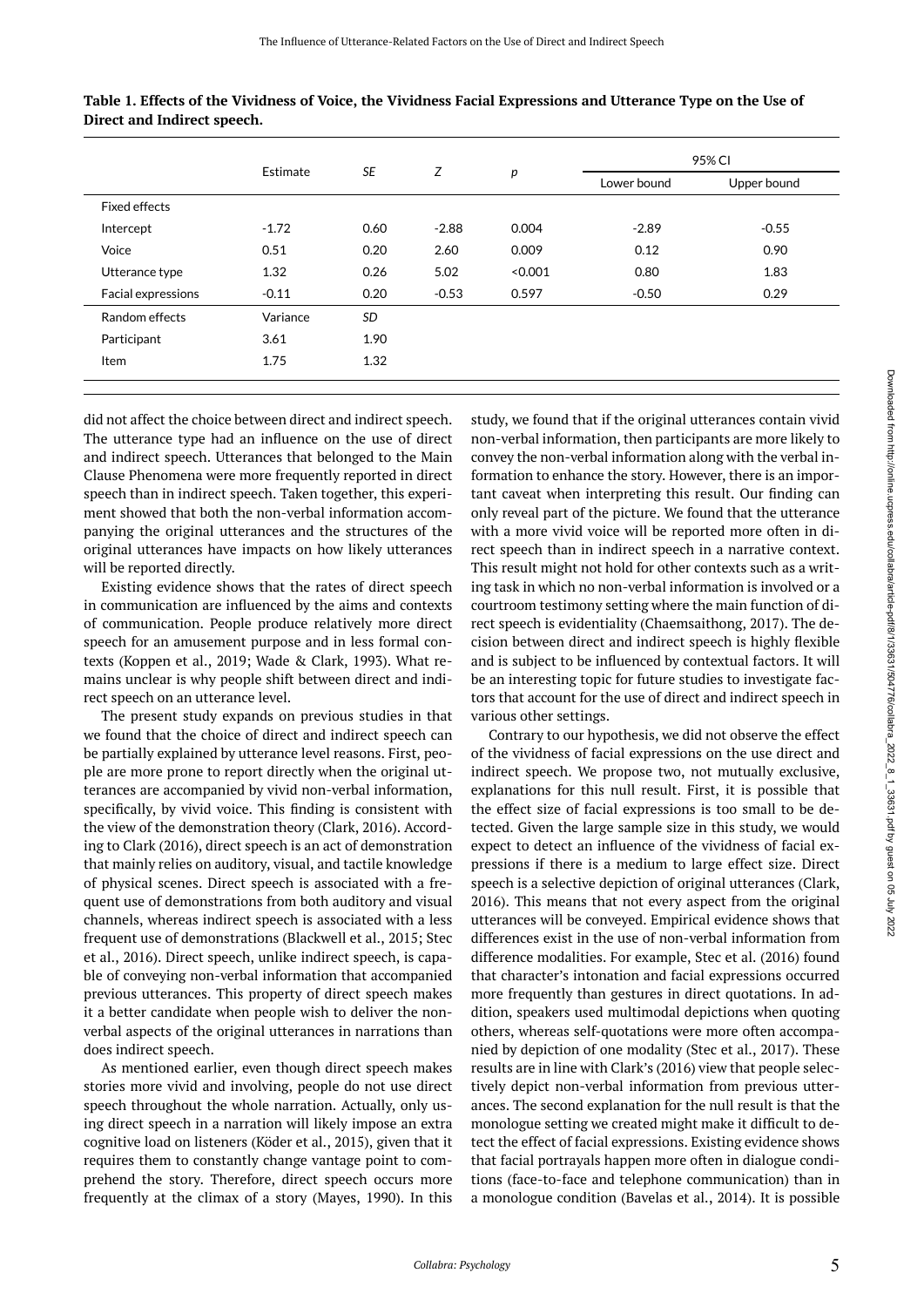**Table 1. Effects of the Vividness of Voice, the Vividness Facial Expressions and Utterance Type on the Use of Direct and Indirect speech.**

| | Estimate | *SE* | *Z* | *p* | 95% CI | |
|---|---|---|---|---|---|---|
| | | | | | Lower bound | Upper bound |
| Fixed effects | | | | | | |
| Intercept | -1.72 | 0.60 | -2.88 | 0.004 | -2.89 | -0.55 |
| Voice | 0.51 | 0.20 | 2.60 | 0.009 | 0.12 | 0.90 |
| Utterance type | 1.32 | 0.26 | 5.02 | <0.001 | 0.80 | 1.83 |
| Facial expressions | -0.11 | 0.20 | -0.53 | 0.597 | -0.50 | 0.29 |
| Random effects | Variance | *SD* | | | | |
| Participant | 3.61 | 1.90 | | | | |
| Item | 1.75 | 1.32 | | | | |

did not affect the choice between direct and indirect speech. The utterance type had an influence on the use of direct and indirect speech. Utterances that belonged to the Main Clause Phenomena were more frequently reported in direct speech than in indirect speech. Taken together, this experiment showed that both the non-verbal information accompanying the original utterances and the structures of the original utterances have impacts on how likely utterances will be reported directly.

Existing evidence shows that the rates of direct speech in communication are influenced by the aims and contexts of communication. People produce relatively more direct speech for an amusement purpose and in less formal contexts (Koppen et al., 2019; Wade & Clark, 1993). What remains unclear is why people shift between direct and indirect speech on an utterance level.

The present study expands on previous studies in that we found that the choice of direct and indirect speech can be partially explained by utterance level reasons. First, people are more prone to report directly when the original utterances are accompanied by vivid non-verbal information, specifically, by vivid voice. This finding is consistent with the view of the demonstration theory (Clark, 2016). According to Clark (2016), direct speech is an act of demonstration that mainly relies on auditory, visual, and tactile knowledge of physical scenes. Direct speech is associated with a frequent use of demonstrations from both auditory and visual channels, whereas indirect speech is associated with a less frequent use of demonstrations (Blackwell et al., 2015; Stec et al., 2016). Direct speech, unlike indirect speech, is capable of conveying non-verbal information that accompanied previous utterances. This property of direct speech makes it a better candidate when people wish to deliver the non-verbal aspects of the original utterances in narrations than does indirect speech.

As mentioned earlier, even though direct speech makes stories more vivid and involving, people do not use direct speech throughout the whole narration. Actually, only using direct speech in a narration will likely impose an extra cognitive load on listeners (Köder et al., 2015), given that it requires them to constantly change vantage point to comprehend the story. Therefore, direct speech occurs more frequently at the climax of a story (Mayes, 1990). In this study, we found that if the original utterances contain vivid non-verbal information, then participants are more likely to convey the non-verbal information along with the verbal information to enhance the story. However, there is an important caveat when interpreting this result. Our finding can only reveal part of the picture. We found that the utterance with a more vivid voice will be reported more often in direct speech than in indirect speech in a narrative context. This result might not hold for other contexts such as a writing task in which no non-verbal information is involved or a courtroom testimony setting where the main function of direct speech is evidentiality (Chaemsaithong, 2017). The decision between direct and indirect speech is highly flexible and is subject to be influenced by contextual factors. It will be an interesting topic for future studies to investigate factors that account for the use of direct and indirect speech in various other settings.

Contrary to our hypothesis, we did not observe the effect of the vividness of facial expressions on the use direct and indirect speech. We propose two, not mutually exclusive, explanations for this null result. First, it is possible that the effect size of facial expressions is too small to be detected. Given the large sample size in this study, we would expect to detect an influence of the vividness of facial expressions if there is a medium to large effect size. Direct speech is a selective depiction of original utterances (Clark, 2016). This means that not every aspect from the original utterances will be conveyed. Empirical evidence shows that differences exist in the use of non-verbal information from difference modalities. For example, Stec et al. (2016) found that character's intonation and facial expressions occurred more frequently than gestures in direct quotations. In addition, speakers used multimodal depictions when quoting others, whereas self-quotations were more often accompanied by depiction of one modality (Stec et al., 2017). These results are in line with Clark's (2016) view that people selectively depict non-verbal information from previous utterances. The second explanation for the null result is that the monologue setting we created might make it difficult to detect the effect of facial expressions. Existing evidence shows that facial portrayals happen more often in dialogue conditions (face-to-face and telephone communication) than in a monologue condition (Bavelas et al., 2014). It is possible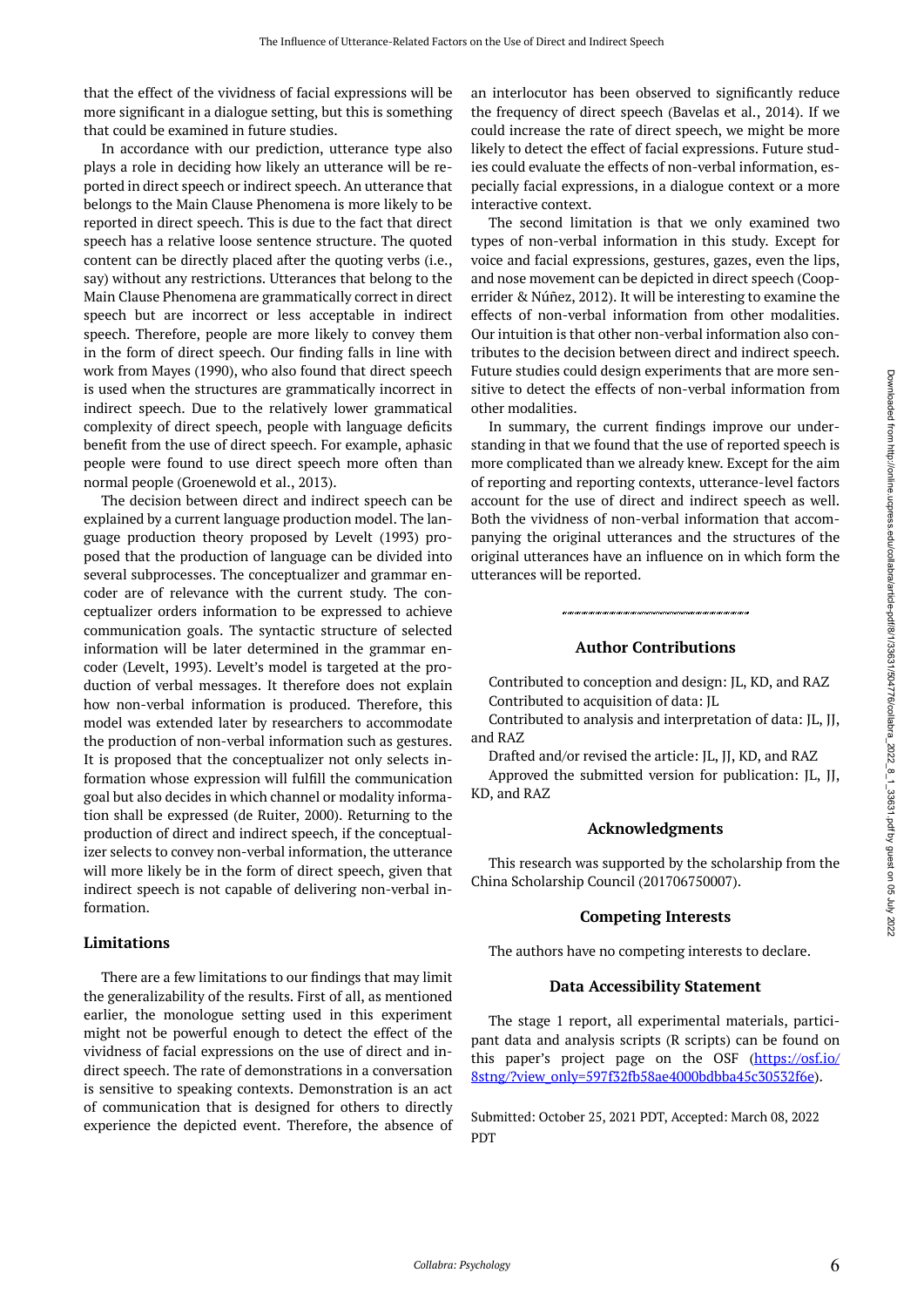that the effect of the vividness of facial expressions will be more significant in a dialogue setting, but this is something that could be examined in future studies.

In accordance with our prediction, utterance type also plays a role in deciding how likely an utterance will be reported in direct speech or indirect speech. An utterance that belongs to the Main Clause Phenomena is more likely to be reported in direct speech. This is due to the fact that direct speech has a relative loose sentence structure. The quoted content can be directly placed after the quoting verbs (i.e., say) without any restrictions. Utterances that belong to the Main Clause Phenomena are grammatically correct in direct speech but are incorrect or less acceptable in indirect speech. Therefore, people are more likely to convey them in the form of direct speech. Our finding falls in line with work from Mayes (1990), who also found that direct speech is used when the structures are grammatically incorrect in indirect speech. Due to the relatively lower grammatical complexity of direct speech, people with language deficits benefit from the use of direct speech. For example, aphasic people were found to use direct speech more often than normal people (Groenewold et al., 2013).

The decision between direct and indirect speech can be explained by a current language production model. The language production theory proposed by Levelt (1993) proposed that the production of language can be divided into several subprocesses. The conceptualizer and grammar encoder are of relevance with the current study. The conceptualizer orders information to be expressed to achieve communication goals. The syntactic structure of selected information will be later determined in the grammar encoder (Levelt, 1993). Levelt's model is targeted at the production of verbal messages. It therefore does not explain how non-verbal information is produced. Therefore, this model was extended later by researchers to accommodate the production of non-verbal information such as gestures. It is proposed that the conceptualizer not only selects information whose expression will fulfill the communication goal but also decides in which channel or modality information shall be expressed (de Ruiter, 2000). Returning to the production of direct and indirect speech, if the conceptualizer selects to convey non-verbal information, the utterance will more likely be in the form of direct speech, given that indirect speech is not capable of delivering non-verbal information.

### Limitations

There are a few limitations to our findings that may limit the generalizability of the results. First of all, as mentioned earlier, the monologue setting used in this experiment might not be powerful enough to detect the effect of the vividness of facial expressions on the use of direct and indirect speech. The rate of demonstrations in a conversation is sensitive to speaking contexts. Demonstration is an act of communication that is designed for others to directly experience the depicted event. Therefore, the absence of an interlocutor has been observed to significantly reduce the frequency of direct speech (Bavelas et al., 2014). If we could increase the rate of direct speech, we might be more likely to detect the effect of facial expressions. Future studies could evaluate the effects of non-verbal information, especially facial expressions, in a dialogue context or a more interactive context.

The second limitation is that we only examined two types of non-verbal information in this study. Except for voice and facial expressions, gestures, gazes, even the lips, and nose movement can be depicted in direct speech (Cooperrider & Núñez, 2012). It will be interesting to examine the effects of non-verbal information from other modalities. Our intuition is that other non-verbal information also contributes to the decision between direct and indirect speech. Future studies could design experiments that are more sensitive to detect the effects of non-verbal information from other modalities.

In summary, the current findings improve our understanding in that we found that the use of reported speech is more complicated than we already knew. Except for the aim of reporting and reporting contexts, utterance-level factors account for the use of direct and indirect speech as well. Both the vividness of non-verbal information that accompanying the original utterances and the structures of the original utterances have an influence on in which form the utterances will be reported.

### Author Contributions

Contributed to conception and design: JL, KD, and RAZ

Contributed to acquisition of data: JL

Contributed to analysis and interpretation of data: JL, JJ, and RAZ

Drafted and/or revised the article: JL, JJ, KD, and RAZ

Approved the submitted version for publication: JL, JJ, KD, and RAZ

### Acknowledgments

This research was supported by the scholarship from the China Scholarship Council (201706750007).

### Competing Interests

The authors have no competing interests to declare.

### Data Accessibility Statement

The stage 1 report, all experimental materials, participant data and analysis scripts (R scripts) can be found on this paper's project page on the OSF (https://osf.io/8stng/?view_only=597f32fb58ae4000bdbba45c30532f6e).

Submitted: October 25, 2021 PDT, Accepted: March 08, 2022 PDT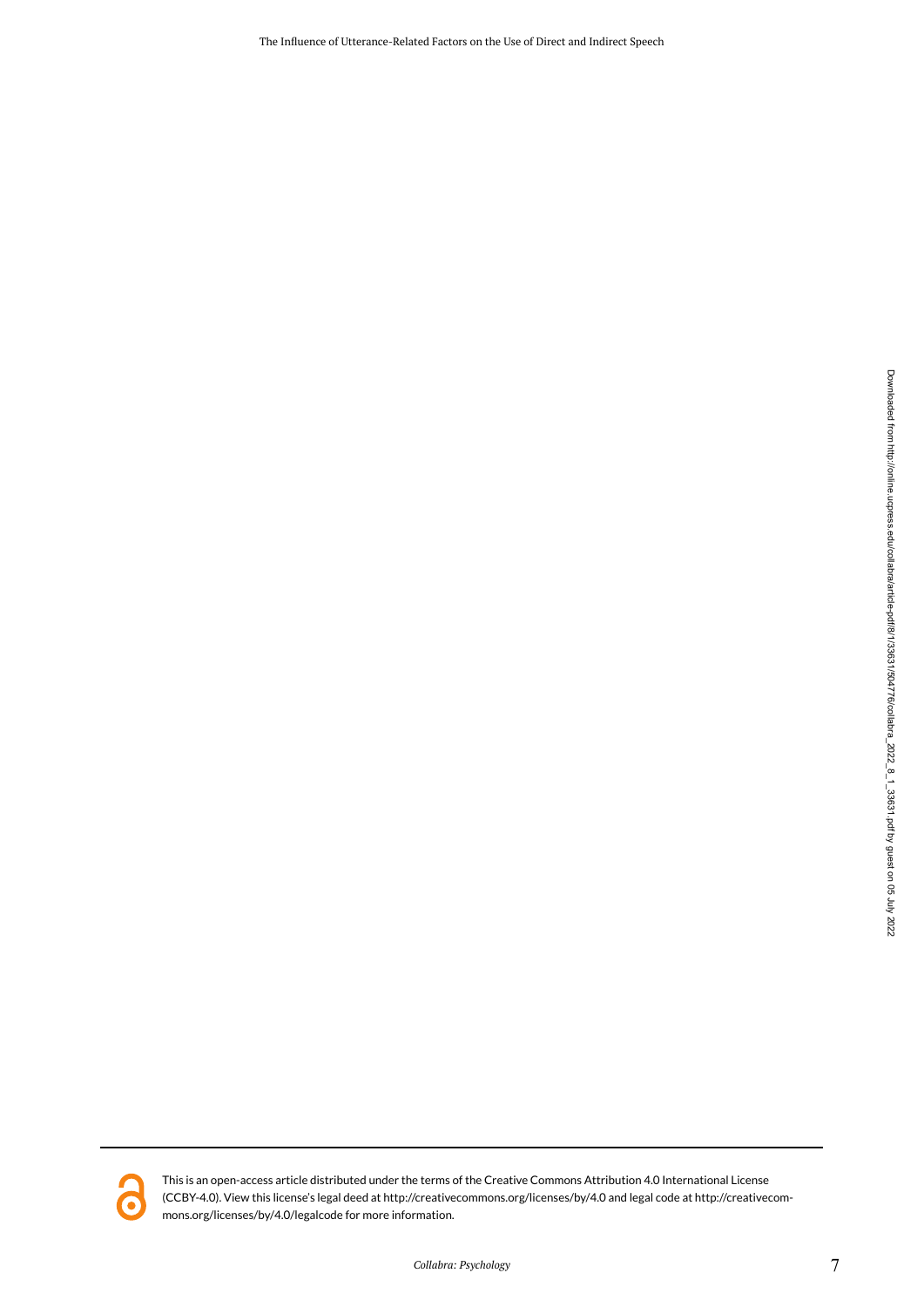This is an open-access article distributed under the terms of the Creative Commons Attribution 4.0 International License (CCBY-4.0). View this license's legal deed at http://creativecommons.org/licenses/by/4.0 and legal code at http://creativecommons.org/licenses/by/4.0/legalcode for more information.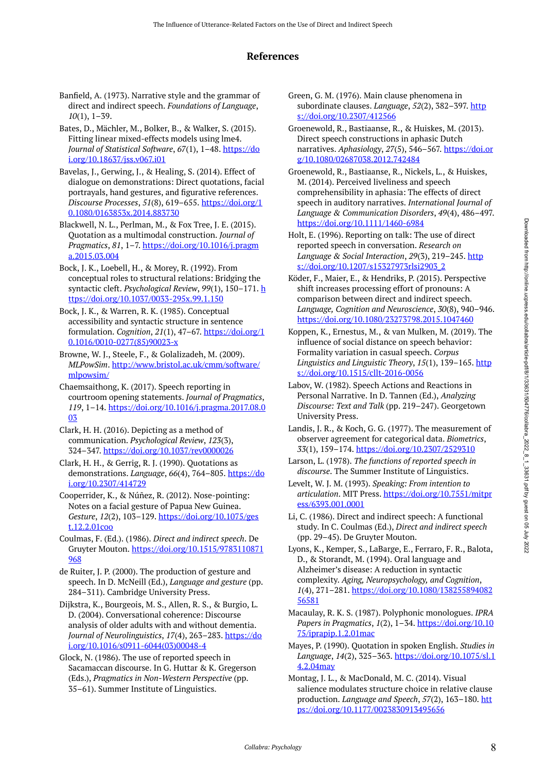## References

Banfield, A. (1973). Narrative style and the grammar of direct and indirect speech. *Foundations of Language*, *10*(1), 1–39.

Bates, D., Mächler, M., Bolker, B., & Walker, S. (2015). Fitting linear mixed-effects models using lme4. *Journal of Statistical Software*, *67*(1), 1–48. https://doi.org/10.18637/jss.v067.i01

Bavelas, J., Gerwing, J., & Healing, S. (2014). Effect of dialogue on demonstrations: Direct quotations, facial portrayals, hand gestures, and figurative references. *Discourse Processes*, *51*(8), 619–655. https://doi.org/10.1080/0163853x.2014.883730

Blackwell, N. L., Perlman, M., & Fox Tree, J. E. (2015). Quotation as a multimodal construction. *Journal of Pragmatics*, *81*, 1–7. https://doi.org/10.1016/j.pragma.2015.03.004

Bock, J. K., Loebell, H., & Morey, R. (1992). From conceptual roles to structural relations: Bridging the syntactic cleft. *Psychological Review*, *99*(1), 150–171. https://doi.org/10.1037/0033-295x.99.1.150

Bock, J. K., & Warren, R. K. (1985). Conceptual accessibility and syntactic structure in sentence formulation. *Cognition*, *21*(1), 47–67. https://doi.org/10.1016/0010-0277(85)90023-x

Browne, W. J., Steele, F., & Golalizadeh, M. (2009). *MLPowSim*. http://www.bristol.ac.uk/cmm/software/mlpowsim/

Chaemsaithong, K. (2017). Speech reporting in courtroom opening statements. *Journal of Pragmatics*, *119*, 1–14. https://doi.org/10.1016/j.pragma.2017.08.003

Clark, H. H. (2016). Depicting as a method of communication. *Psychological Review*, *123*(3), 324–347. https://doi.org/10.1037/rev0000026

Clark, H. H., & Gerrig, R. J. (1990). Quotations as demonstrations. *Language*, *66*(4), 764–805. https://doi.org/10.2307/414729

Cooperrider, K., & Núñez, R. (2012). Nose-pointing: Notes on a facial gesture of Papua New Guinea. *Gesture*, *12*(2), 103–129. https://doi.org/10.1075/gest.12.2.01coo

Coulmas, F. (Ed.). (1986). *Direct and indirect speech*. De Gruyter Mouton. https://doi.org/10.1515/9783110871968

de Ruiter, J. P. (2000). The production of gesture and speech. In D. McNeill (Ed.), *Language and gesture* (pp. 284–311). Cambridge University Press.

Dijkstra, K., Bourgeois, M. S., Allen, R. S., & Burgio, L. D. (2004). Conversational coherence: Discourse analysis of older adults with and without dementia. *Journal of Neurolinguistics*, *17*(4), 263–283. https://doi.org/10.1016/s0911-6044(03)00048-4

Glock, N. (1986). The use of reported speech in Sacamaccan discourse. In G. Huttar & K. Gregerson (Eds.), *Pragmatics in Non-Western Perspective* (pp. 35–61). Summer Institute of Linguistics.

Green, G. M. (1976). Main clause phenomena in subordinate clauses. *Language*, *52*(2), 382–397. https://doi.org/10.2307/412566

Groenewold, R., Bastiaanse, R., & Huiskes, M. (2013). Direct speech constructions in aphasic Dutch narratives. *Aphasiology*, *27*(5), 546–567. https://doi.org/10.1080/02687038.2012.742484

Groenewold, R., Bastiaanse, R., Nickels, L., & Huiskes, M. (2014). Perceived liveliness and speech comprehensibility in aphasia: The effects of direct speech in auditory narratives. *International Journal of Language & Communication Disorders*, *49*(4), 486–497. https://doi.org/10.1111/1460-6984

Holt, E. (1996). Reporting on talk: The use of direct reported speech in conversation. *Research on Language & Social Interaction*, *29*(3), 219–245. https://doi.org/10.1207/s15327973rlsi2903_2

Köder, F., Maier, E., & Hendriks, P. (2015). Perspective shift increases processing effort of pronouns: A comparison between direct and indirect speech. *Language, Cognition and Neuroscience*, *30*(8), 940–946. https://doi.org/10.1080/23273798.2015.1047460

Koppen, K., Ernestus, M., & van Mulken, M. (2019). The influence of social distance on speech behavior: Formality variation in casual speech. *Corpus Linguistics and Linguistic Theory*, *15*(1), 139–165. https://doi.org/10.1515/cllt-2016-0056

Labov, W. (1982). Speech Actions and Reactions in Personal Narrative. In D. Tannen (Ed.), *Analyzing Discourse: Text and Talk* (pp. 219–247). Georgetown University Press.

Landis, J. R., & Koch, G. G. (1977). The measurement of observer agreement for categorical data. *Biometrics*, *33*(1), 159–174. https://doi.org/10.2307/2529310

Larson, L. (1978). *The functions of reported speech in discourse*. The Summer Institute of Linguistics.

Levelt, W. J. M. (1993). *Speaking: From intention to articulation*. MIT Press. https://doi.org/10.7551/mitpress/6393.001.0001

Li, C. (1986). Direct and indirect speech: A functional study. In C. Coulmas (Ed.), *Direct and indirect speech* (pp. 29–45). De Gruyter Mouton.

Lyons, K., Kemper, S., LaBarge, E., Ferraro, F. R., Balota, D., & Storandt, M. (1994). Oral language and Alzheimer's disease: A reduction in syntactic complexity. *Aging, Neuropsychology, and Cognition*, *1*(4), 271–281. https://doi.org/10.1080/13825589408256581

Macaulay, R. K. S. (1987). Polyphonic monologues. *IPRA Papers in Pragmatics*, *1*(2), 1–34. https://doi.org/10.1075/iprapip.1.2.01mac

Mayes, P. (1990). Quotation in spoken English. *Studies in Language*, *14*(2), 325–363. https://doi.org/10.1075/sl.14.2.04may

Montag, J. L., & MacDonald, M. C. (2014). Visual salience modulates structure choice in relative clause production. *Language and Speech*, *57*(2), 163–180. https://doi.org/10.1177/0023830913495656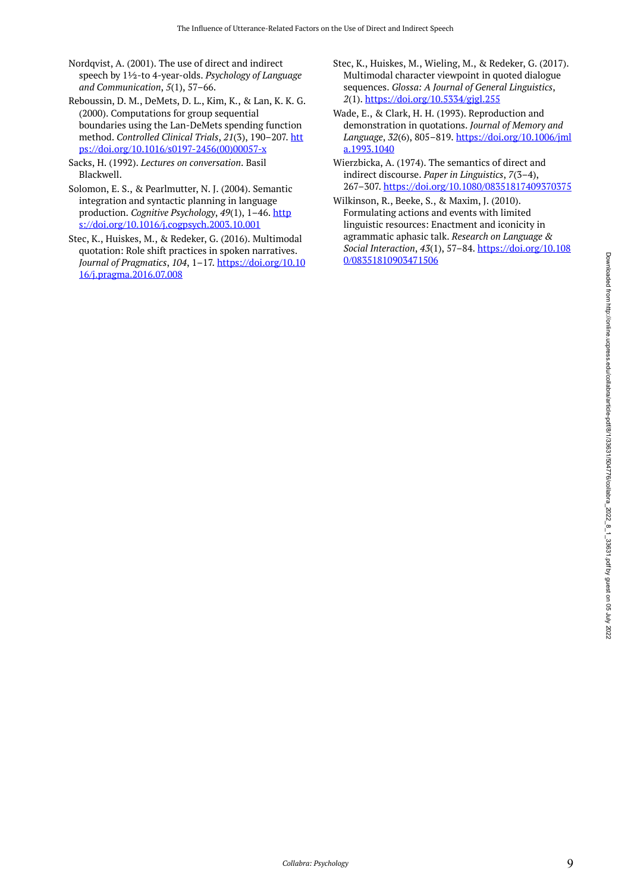Nordqvist, A. (2001). The use of direct and indirect speech by 1½-to 4-year-olds. *Psychology of Language and Communication*, *5*(1), 57–66.

Reboussin, D. M., DeMets, D. L., Kim, K., & Lan, K. K. G. (2000). Computations for group sequential boundaries using the Lan-DeMets spending function method. *Controlled Clinical Trials*, *21*(3), 190–207. https://doi.org/10.1016/s0197-2456(00)00057-x

Sacks, H. (1992). *Lectures on conversation*. Basil Blackwell.

Solomon, E. S., & Pearlmutter, N. J. (2004). Semantic integration and syntactic planning in language production. *Cognitive Psychology*, *49*(1), 1–46. https://doi.org/10.1016/j.cogpsych.2003.10.001

Stec, K., Huiskes, M., & Redeker, G. (2016). Multimodal quotation: Role shift practices in spoken narratives. *Journal of Pragmatics*, *104*, 1–17. https://doi.org/10.1016/j.pragma.2016.07.008

Stec, K., Huiskes, M., Wieling, M., & Redeker, G. (2017). Multimodal character viewpoint in quoted dialogue sequences. *Glossa: A Journal of General Linguistics*, *2*(1). https://doi.org/10.5334/gjgl.255

Wade, E., & Clark, H. H. (1993). Reproduction and demonstration in quotations. *Journal of Memory and Language*, *32*(6), 805–819. https://doi.org/10.1006/jmla.1993.1040

Wierzbicka, A. (1974). The semantics of direct and indirect discourse. *Paper in Linguistics*, *7*(3–4), 267–307. https://doi.org/10.1080/08351817409370375

Wilkinson, R., Beeke, S., & Maxim, J. (2010). Formulating actions and events with limited linguistic resources: Enactment and iconicity in agrammatic aphasic talk. *Research on Language & Social Interaction*, *43*(1), 57–84. https://doi.org/10.1080/08351810903471506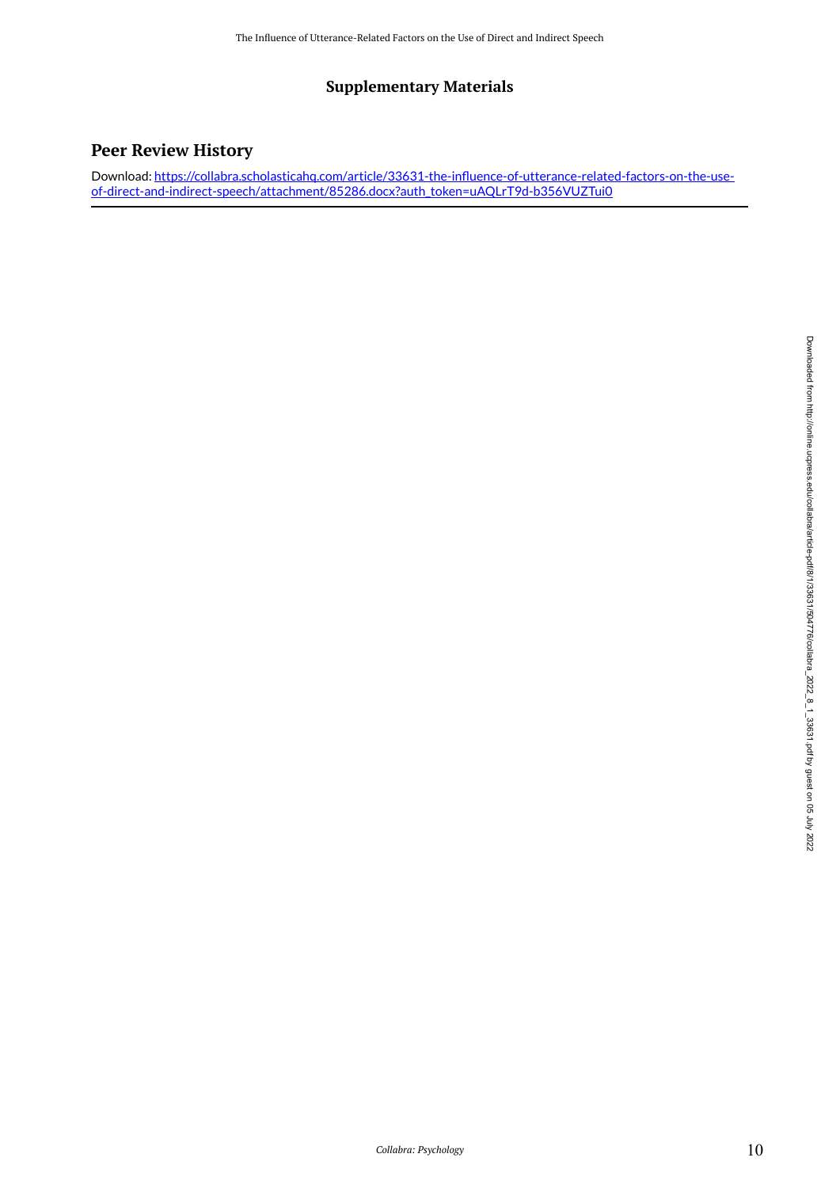## Supplementary Materials

### Peer Review History

Download: https://collabra.scholasticahq.com/article/33631-the-influence-of-utterance-related-factors-on-the-use-of-direct-and-indirect-speech/attachment/85286.docx?auth_token=uAQLrT9d-b356VUZTui0